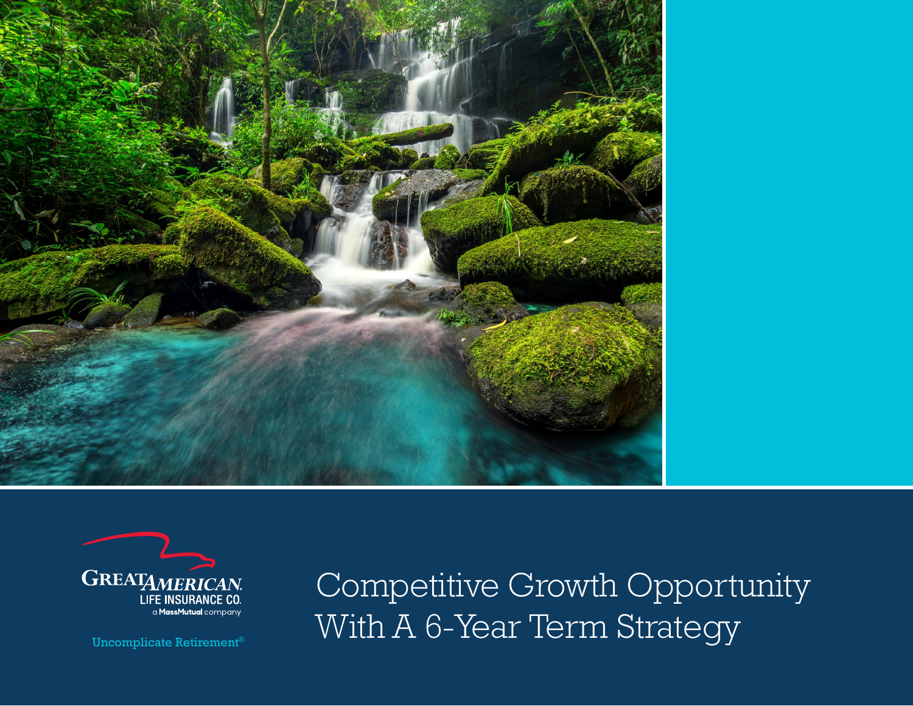GREAT AMERICAN LIFE INSURANCE CO.
a MassMutual company

Uncomplicate Retirement®

# Competitive Growth Opportunity With A 6-Year Term Strategy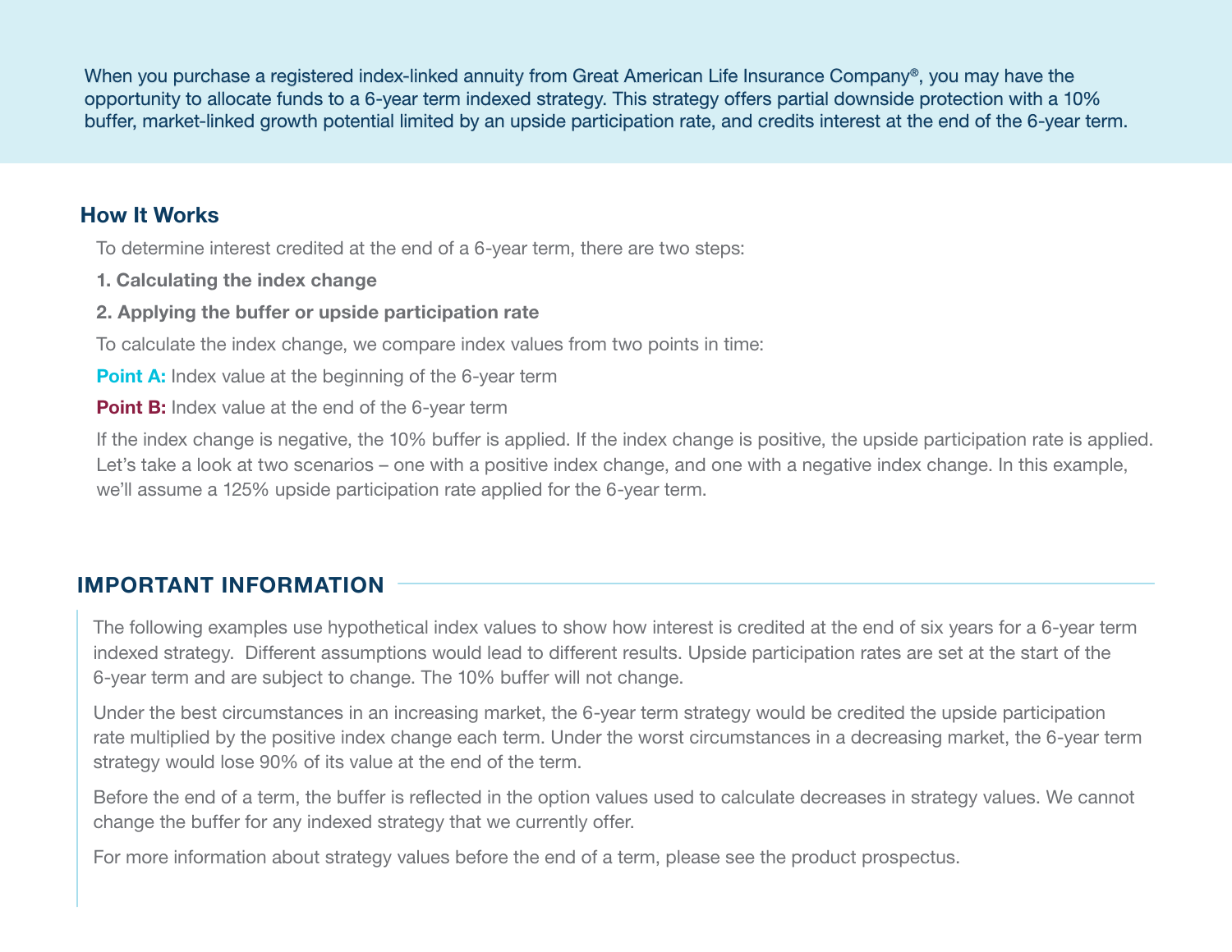When you purchase a registered index-linked annuity from Great American Life Insurance Company®, you may have the opportunity to allocate funds to a 6-year term indexed strategy. This strategy offers partial downside protection with a 10% buffer, market-linked growth potential limited by an upside participation rate, and credits interest at the end of the 6-year term.

## How It Works

To determine interest credited at the end of a 6-year term, there are two steps:

**1. Calculating the index change**

**2. Applying the buffer or upside participation rate**

To calculate the index change, we compare index values from two points in time:

**Point A:** Index value at the beginning of the 6-year term

**Point B:** Index value at the end of the 6-year term

If the index change is negative, the 10% buffer is applied. If the index change is positive, the upside participation rate is applied. Let's take a look at two scenarios – one with a positive index change, and one with a negative index change. In this example, we'll assume a 125% upside participation rate applied for the 6-year term.

## IMPORTANT INFORMATION

The following examples use hypothetical index values to show how interest is credited at the end of six years for a 6-year term indexed strategy. Different assumptions would lead to different results. Upside participation rates are set at the start of the 6-year term and are subject to change. The 10% buffer will not change.

Under the best circumstances in an increasing market, the 6-year term strategy would be credited the upside participation rate multiplied by the positive index change each term. Under the worst circumstances in a decreasing market, the 6-year term strategy would lose 90% of its value at the end of the term.

Before the end of a term, the buffer is reflected in the option values used to calculate decreases in strategy values. We cannot change the buffer for any indexed strategy that we currently offer.

For more information about strategy values before the end of a term, please see the product prospectus.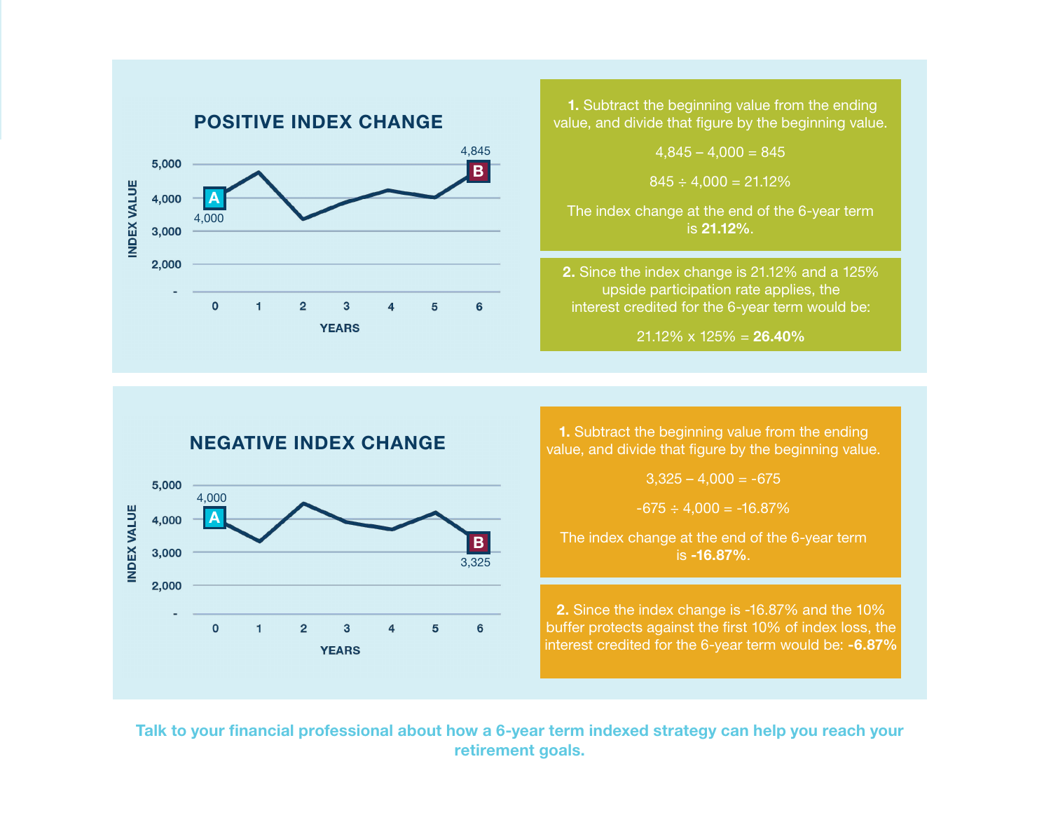## POSITIVE INDEX CHANGE

INDEX VALUE: 5,000 / 4,000 / 3,000 / 2,000 / -

YEARS: 0 1 2 3 4 5 6

A: 4,000

B: 4,845

**1.** Subtract the beginning value from the ending value, and divide that figure by the beginning value.

4,845 – 4,000 = 845

845 ÷ 4,000 = 21.12%

The index change at the end of the 6-year term is **21.12%**.

**2.** Since the index change is 21.12% and a 125% upside participation rate applies, the interest credited for the 6-year term would be:

21.12% x 125% = **26.40%**

## NEGATIVE INDEX CHANGE

INDEX VALUE: 5,000 / 4,000 / 3,000 / 2,000 / -

YEARS: 0 1 2 3 4 5 6

A: 4,000

B: 3,325

**1.** Subtract the beginning value from the ending value, and divide that figure by the beginning value.

3,325 – 4,000 = -675

-675 ÷ 4,000 = -16.87%

The index change at the end of the 6-year term is **-16.87%**.

**2.** Since the index change is -16.87% and the 10% buffer protects against the first 10% of index loss, the interest credited for the 6-year term would be: **-6.87%**

**Talk to your financial professional about how a 6-year term indexed strategy can help you reach your retirement goals.**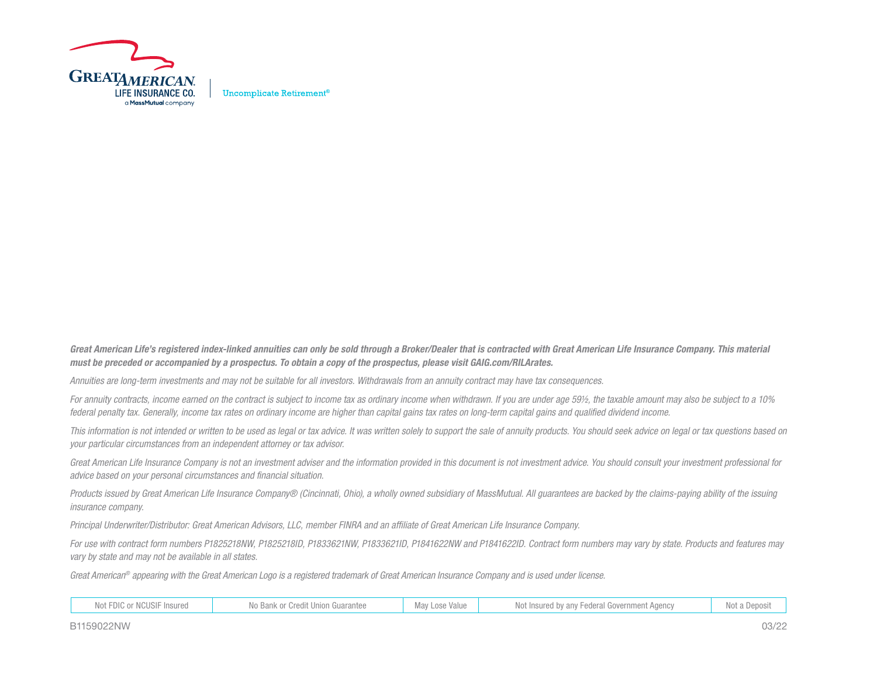GREAT AMERICAN LIFE INSURANCE CO.
a MassMutual company

Uncomplicate Retirement®

***Great American Life's registered index-linked annuities can only be sold through a Broker/Dealer that is contracted with Great American Life Insurance Company. This material must be preceded or accompanied by a prospectus. To obtain a copy of the prospectus, please visit GAIG.com/RILArates.***

*Annuities are long-term investments and may not be suitable for all investors. Withdrawals from an annuity contract may have tax consequences.*

*For annuity contracts, income earned on the contract is subject to income tax as ordinary income when withdrawn. If you are under age 59½, the taxable amount may also be subject to a 10% federal penalty tax. Generally, income tax rates on ordinary income are higher than capital gains tax rates on long-term capital gains and qualified dividend income.*

*This information is not intended or written to be used as legal or tax advice. It was written solely to support the sale of annuity products. You should seek advice on legal or tax questions based on your particular circumstances from an independent attorney or tax advisor.*

*Great American Life Insurance Company is not an investment adviser and the information provided in this document is not investment advice. You should consult your investment professional for advice based on your personal circumstances and financial situation.*

*Products issued by Great American Life Insurance Company® (Cincinnati, Ohio), a wholly owned subsidiary of MassMutual. All guarantees are backed by the claims-paying ability of the issuing insurance company.*

*Principal Underwriter/Distributor: Great American Advisors, LLC, member FINRA and an affiliate of Great American Life Insurance Company.*

*For use with contract form numbers P1825218NW, P1825218ID, P1833621NW, P1833621ID, P1841622NW and P1841622ID. Contract form numbers may vary by state. Products and features may vary by state and may not be available in all states.*

*Great American® appearing with the Great American Logo is a registered trademark of Great American Insurance Company and is used under license.*

| | | | | |
|---|---|---|---|---|
| Not FDIC or NCUSIF Insured | No Bank or Credit Union Guarantee | May Lose Value | Not Insured by any Federal Government Agency | Not a Deposit |

B1159022NW 03/22